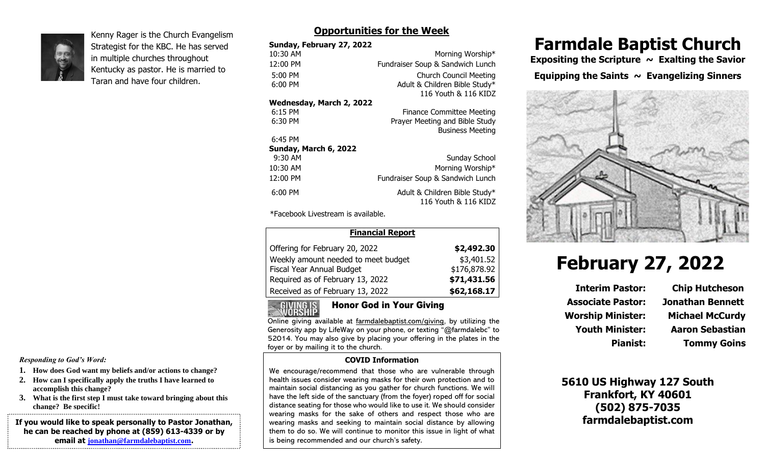Kenny Rager is the Church Evangelism Strategist for the KBC. He has served in multiple churches throughout Kentucky as pastor. He is married to Taran and have four children.

*Responding to God's Word:*

1. **How does God want my beliefs and/or actions to change?**
2. **How can I specifically apply the truths I have learned to accomplish this change?**
3. **What is the first step I must take toward bringing about this change? Be specific!**

**If you would like to speak personally to Pastor Jonathan, he can be reached by phone at (859) 613-4339 or by email at jonathan@farmdalebaptist.com.**

## Opportunities for the Week

**Sunday, February 27, 2022**

| | |
|---|---|
| 10:30 AM | Morning Worship* |
| 12:00 PM | Fundraiser Soup & Sandwich Lunch |
| 5:00 PM | Church Council Meeting |
| 6:00 PM | Adult & Children Bible Study* 116 Youth & 116 KIDZ |

**Wednesday, March 2, 2022**

| | |
|---|---|
| 6:15 PM | Finance Committee Meeting |
| 6:30 PM | Prayer Meeting and Bible Study |
| 6:45 PM | Business Meeting |

**Sunday, March 6, 2022**

| | |
|---|---|
| 9:30 AM | Sunday School |
| 10:30 AM | Morning Worship* |
| 12:00 PM | Fundraiser Soup & Sandwich Lunch |
| 6:00 PM | Adult & Children Bible Study* 116 Youth & 116 KIDZ |

*Facebook Livestream is available.

### Financial Report

| | |
|---|---|
| Offering for February 20, 2022 | **$2,492.30** |
| Weekly amount needed to meet budget | $3,401.52 |
| Fiscal Year Annual Budget | $176,878.92 |
| Required as of February 13, 2022 | **$71,431.56** |
| Received as of February 13, 2022 | **$62,168.17** |

### Honor God in Your Giving

Online giving available at farmdalebaptist.com/giving, by utilizing the Generosity app by LifeWay on your phone, or texting "@farmdalebc" to 52014. You may also give by placing your offering in the plates in the foyer or by mailing it to the church.

### COVID Information

We encourage/recommend that those who are vulnerable through health issues consider wearing masks for their own protection and to maintain social distancing as you gather for church functions. We will have the left side of the sanctuary (from the foyer) roped off for social distance seating for those who would like to use it. We should consider wearing masks for the sake of others and respect those who are wearing masks and seeking to maintain social distance by allowing them to do so. We will continue to monitor this issue in light of what is being recommended and our church's safety.

# Farmdale Baptist Church

**Expositing the Scripture ~ Exalting the Savior**

**Equipping the Saints ~ Evangelizing Sinners**

# February 27, 2022

| | |
|---|---|
| **Interim Pastor:** | **Chip Hutcheson** |
| **Associate Pastor:** | **Jonathan Bennett** |
| **Worship Minister:** | **Michael McCurdy** |
| **Youth Minister:** | **Aaron Sebastian** |
| **Pianist:** | **Tommy Goins** |

**5610 US Highway 127 South**
**Frankfort, KY 40601**
**(502) 875-7035**
**farmdalebaptist.com**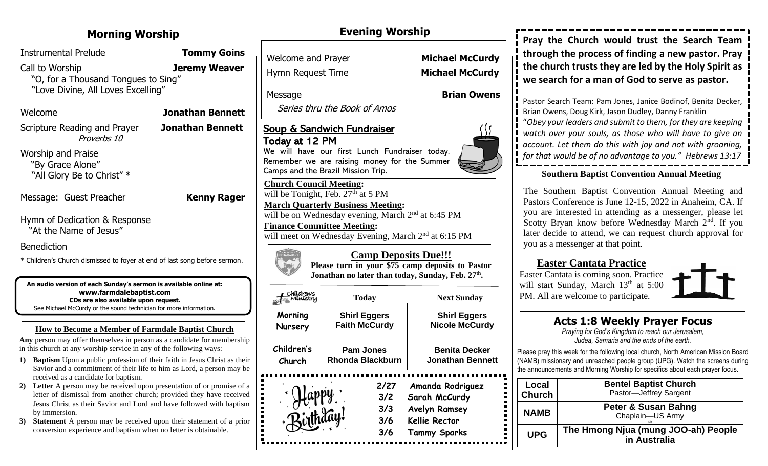## Morning Worship

Instrumental Prelude **Tommy Goins**

Call to Worship **Jeremy Weaver**

"O, for a Thousand Tongues to Sing"
"Love Divine, All Loves Excelling"

Welcome **Jonathan Bennett**

Scripture Reading and Prayer **Jonathan Bennett**
*Proverbs 10*

Worship and Praise
"By Grace Alone"
"All Glory Be to Christ" *

Message: Guest Preacher **Kenny Rager**

Hymn of Dedication & Response
"At the Name of Jesus"

Benediction

* Children's Church dismissed to foyer at end of last song before sermon.

**An audio version of each Sunday's sermon is available online at:**
**www.farmdalebaptist.com**
**CDs are also available upon request.**
See Michael McCurdy or the sound technician for more information.

**How to Become a Member of Farmdale Baptist Church**

**Any** person may offer themselves in person as a candidate for membership in this church at any worship service in any of the following ways:

1) **Baptism** Upon a public profession of their faith in Jesus Christ as their Savior and a commitment of their life to him as Lord, a person may be received as a candidate for baptism.
2) **Letter** A person may be received upon presentation of or promise of a letter of dismissal from another church; provided they have received Jesus Christ as their Savior and Lord and have followed with baptism by immersion.
3) **Statement** A person may be received upon their statement of a prior conversion experience and baptism when no letter is obtainable.

## Evening Worship

Welcome and Prayer **Michael McCurdy**

Hymn Request Time **Michael McCurdy**

Message **Brian Owens**
*Series thru the Book of Amos*

**Soup & Sandwich Fundraiser**
**Today at 12 PM**
We will have our first Lunch Fundraiser today. Remember we are raising money for the Summer Camps and the Brazil Mission Trip.

**Church Council Meeting:**
will be Tonight, Feb. 27th at 5 PM

**March Quarterly Business Meeting:**
will be on Wednesday evening, March 2nd at 6:45 PM

**Finance Committee Meeting:**
will meet on Wednesday Evening, March 2nd at 6:15 PM

**Camp Deposits Due!!!**
**Please turn in your $75 camp deposits to Pastor Jonathan no later than today, Sunday, Feb. 27th.**

| Children's Ministry | Today | Next Sunday |
|---|---|---|
| Morning Nursery | Shirl Eggers<br>Faith McCurdy | Shirl Eggers<br>Nicole McCurdy |
| Children's Church | Pam Jones<br>Rhonda Blackburn | Benita Decker<br>Jonathan Bennett |

**Happy Birthday!**

2/27 Amanda Rodriguez
3/2 Sarah McCurdy
3/3 Avelyn Ramsey
3/6 Kellie Rector
3/6 Tammy Sparks

**Pray the Church would trust the Search Team through the process of finding a new pastor. Pray the church trusts they are led by the Holy Spirit as we search for a man of God to serve as pastor.**

Pastor Search Team: Pam Jones, Janice Bodinof, Benita Decker, Brian Owens, Doug Kirk, Jason Dudley, Danny Franklin

"*Obey your leaders and submit to them, for they are keeping watch over your souls, as those who will have to give an account. Let them do this with joy and not with groaning, for that would be of no advantage to you." Hebrews 13:17*

**Southern Baptist Convention Annual Meeting**

The Southern Baptist Convention Annual Meeting and Pastors Conference is June 12-15, 2022 in Anaheim, CA. If you are interested in attending as a messenger, please let Scotty Bryan know before Wednesday March 2nd. If you later decide to attend, we can request church approval for you as a messenger at that point.

**Easter Cantata Practice**

Easter Cantata is coming soon. Practice will start Sunday, March 13th at 5:00 PM. All are welcome to participate.

**Acts 1:8 Weekly Prayer Focus**

*Praying for God's Kingdom to reach our Jerusalem, Judea, Samaria and the ends of the earth.*

Please pray this week for the following local church, North American Mission Board (NAMB) missionary and unreached people group (UPG). Watch the screens during the announcements and Morning Worship for specifics about each prayer focus.

| | |
|---|---|
| Local Church | **Bentel Baptist Church**<br>Pastor—Jeffrey Sargent |
| NAMB | **Peter & Susan Bahng**<br>Chaplain—US Army |
| UPG | **The Hmong Njua (mung JOO-ah) People in Australia** |